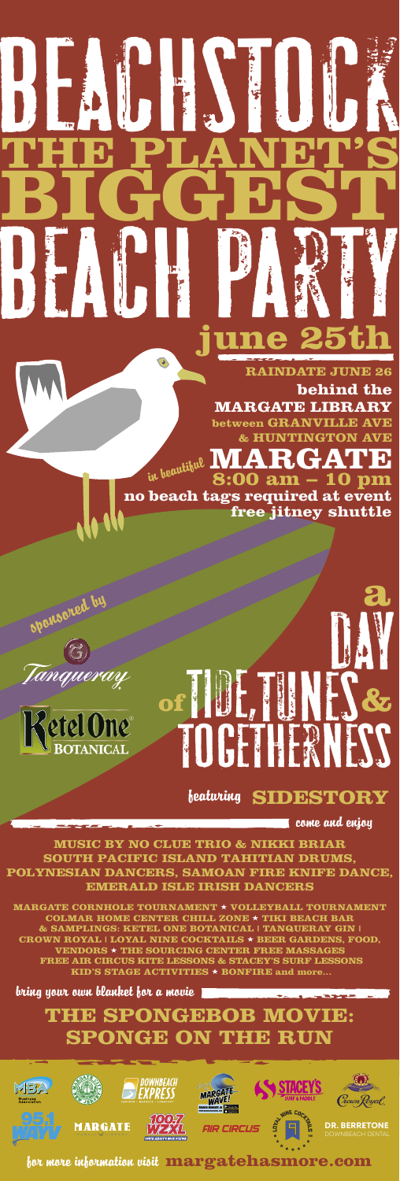# BEACHSTOCK

# THE PLANET'S BIGGEST BEACH PARTY

## june 25th

**RAINDATE JUNE 26**

behind the **MARGATE LIBRARY**
between **GRANVILLE AVE & HUNTINGTON AVE**

*in beautiful* **MARGATE**

**8:00 am – 10 pm**

no beach tags required at event
free jitney shuttle

*sponsored by*

Tanqueray

Ketel One BOTANICAL

## a DAY of TIDE, TUNES & TOGETHERNESS

*featuring* **SIDESTORY**

*come and enjoy*

**MUSIC BY NO CLUE TRIO & NIKKI BRIAR**
**SOUTH PACIFIC ISLAND TAHITIAN DRUMS, POLYNESIAN DANCERS, SAMOAN FIRE KNIFE DANCE, EMERALD ISLE IRISH DANCERS**

MARGATE CORNHOLE TOURNAMENT ★ VOLLEYBALL TOURNAMENT
COLMAR HOME CENTER CHILL ZONE ★ TIKI BEACH BAR & SAMPLINGS: KETEL ONE BOTANICAL | TANQUERAY GIN | CROWN ROYAL | LOYAL NINE COCKTAILS ★ BEER GARDENS, FOOD, VENDORS ★ THE SOURCING CENTER FREE MASSAGES
FREE AIR CIRCUS KITE LESSONS & STACEY'S SURF LESSONS
KID'S STAGE ACTIVITIES ★ BONFIRE and more...

*bring your own blanket for a movie*

## THE SPONGEBOB MOVIE: SPONGE ON THE RUN

MBA Business Association · Downbeach Express · Margate Wave! · Stacey's Surf & Paddle · Crown Royal · 95.1 WAYV · Margate · 100.7 WZXL · Air Circus · Loyal Nine Cocktails · Dr. Berretone Downbeach Dental

*for more information visit* **margatehasmore.com**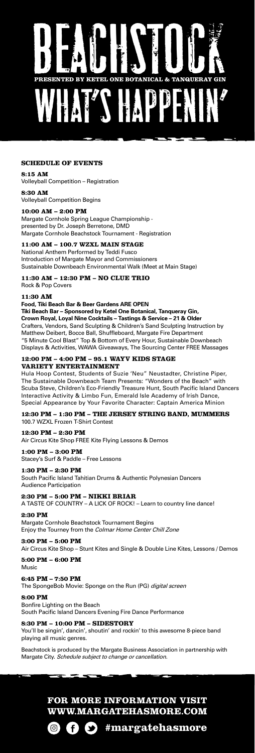# BEACHSTOCK

**PRESENTED BY KETEL ONE BOTANICAL & TANQUERAY GIN**

# WHAT'S HAPPENIN'

## SCHEDULE OF EVENTS

**8:15 AM**
Volleyball Competition – Registration

**8:30 AM**
Volleyball Competition Begins

**10:00 AM – 2:00 PM**
Margate Cornhole Spring League Championship - presented by Dr. Joseph Berretone, DMD
Margate Cornhole Beachstock Tournament - Registration

**11:00 AM – 100.7 WZXL MAIN STAGE**
National Anthem Performed by Teddi Fusco
Introduction of Margate Mayor and Commissioners
Sustainable Downbeach Environmental Walk (Meet at Main Stage)

**11:30 AM – 12:30 PM – NO CLUE TRIO**
Rock & Pop Covers

**11:30 AM**
**Food, Tiki Beach Bar & Beer Gardens ARE OPEN**
**Tiki Beach Bar – Sponsored by Ketel One Botanical, Tanqueray Gin, Crown Royal, Loyal Nine Cocktails – Tastings & Service – 21 & Older**
Crafters, Vendors, Sand Sculpting & Children's Sand Sculpting Instruction by Matthew Deibert, Bocce Ball, Shuffleboard, Margate Fire Department "5 Minute Cool Blast" Top & Bottom of Every Hour, Sustainable Downbeach Displays & Activities, WAWA Giveaways, The Sourcing Center FREE Massages

**12:00 PM – 4:00 PM – 95.1 WAYV KIDS STAGE VARIETY ENTERTAINMENT**
Hula Hoop Contest, Students of Suzie 'Neu" Neustadter, Christine Piper, The Sustainable Downbeach Team Presents: "Wonders of the Beach" with Scuba Steve, Children's Eco-Friendly Treasure Hunt, South Pacific Island Dancers Interactive Activity & Limbo Fun, Emerald Isle Academy of Irish Dance, Special Appearance by Your Favorite Character: Captain America Minion

**12:30 PM – 1:30 PM – THE JERSEY STRING BAND, MUMMERS**
100.7 WZXL Frozen T-Shirt Contest

**12:30 PM – 2:30 PM**
Air Circus Kite Shop FREE Kite Flying Lessons & Demos

**1:00 PM – 3:00 PM**
Stacey's Surf & Paddle – Free Lessons

**1:30 PM – 2:30 PM**
South Pacific Island Tahitian Drums & Authentic Polynesian Dancers
Audience Participation

**2:30 PM – 5:00 PM – NIKKI BRIAR**
A TASTE OF COUNTRY – A LICK OF ROCK! – Learn to country line dance!

**2:30 PM**
Margate Cornhole Beachstock Tournament Begins
Enjoy the Tourney from the *Colmar Home Center Chill Zone*

**3:00 PM – 5:00 PM**
Air Circus Kite Shop – Stunt Kites and Single & Double Line Kites, Lessons / Demos

**5:00 PM – 6:00 PM**
Music

**6:45 PM – 7:50 PM**
The SpongeBob Movie: Sponge on the Run (PG) *digital screen*

**8:00 PM**
Bonfire Lighting on the Beach
South Pacific Island Dancers Evening Fire Dance Performance

**8:30 PM – 10:00 PM – SIDESTORY**
You'll be singin', dancin', shoutin' and rockin' to this awesome 8-piece band playing all music genres.

Beachstock is produced by the Margate Business Association in partnership with Margate City. *Schedule subject to change or cancellation.*

**FOR MORE INFORMATION VISIT WWW.MARGATEHASMORE.COM**

**#margatehasmore**